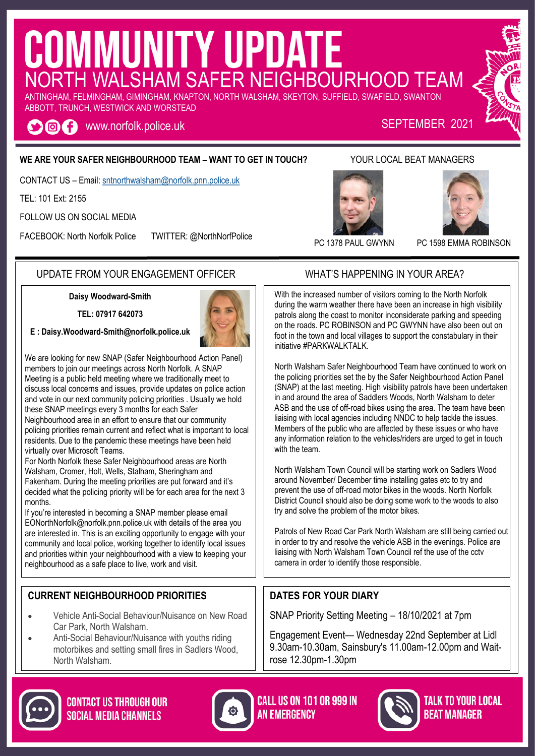# COMMUNITY UPDATE

## NORTH WALSHAM SAFER NEIGHBOURHOOD TEAM

ANTINGHAM, FELMINGHAM, GIMINGHAM, KNAPTON, NORTH WALSHAM, SKEYTON, SUFFIELD, SWAFIELD, SWANTON ABBOTT, TRUNCH, WESTWICK AND WORSTEAD

www.norfolk.police.uk

SEPTEMBER 2021

**WE ARE YOUR SAFER NEIGHBOURHOOD TEAM – WANT TO GET IN TOUCH?**

CONTACT US – Email: sntnorthwalsham@norfolk.pnn.police.uk

TEL: 101 Ext: 2155

FOLLOW US ON SOCIAL MEDIA

FACEBOOK: North Norfolk Police     TWITTER: @NorthNorfPolice

YOUR LOCAL BEAT MANAGERS

PC 1378 PAUL GWYNN

PC 1598 EMMA ROBINSON

## UPDATE FROM YOUR ENGAGEMENT OFFICER

**Daisy Woodward-Smith**

**TEL: 07917 642073**

**E : Daisy.Woodward-Smith@norfolk.police.uk**

We are looking for new SNAP (Safer Neighbourhood Action Panel) members to join our meetings across North Norfolk. A SNAP Meeting is a public held meeting where we traditionally meet to discuss local concerns and issues, provide updates on police action and vote in our next community policing priorities . Usually we hold these SNAP meetings every 3 months for each Safer Neighbourhood area in an effort to ensure that our community policing priorities remain current and reflect what is important to local residents. Due to the pandemic these meetings have been held virtually over Microsoft Teams.

For North Norfolk these Safer Neighbourhood areas are North Walsham, Cromer, Holt, Wells, Stalham, Sheringham and Fakenham. During the meeting priorities are put forward and it's decided what the policing priority will be for each area for the next 3 months.

If you're interested in becoming a SNAP member please email EONorthNorfolk@norfolk.pnn.police.uk with details of the area you are interested in. This is an exciting opportunity to engage with your community and local police, working together to identify local issues and priorities within your neighbourhood with a view to keeping your neighbourhood as a safe place to live, work and visit.

## WHAT'S HAPPENING IN YOUR AREA?

With the increased number of visitors coming to the North Norfolk during the warm weather there have been an increase in high visibility patrols along the coast to monitor inconsiderate parking and speeding on the roads. PC ROBINSON and PC GWYNN have also been out on foot in the town and local villages to support the constabulary in their initiative #PARKWALKTALK.

North Walsham Safer Neighbourhood Team have continued to work on the policing priorities set the by the Safer Neighbourhood Action Panel (SNAP) at the last meeting. High visibility patrols have been undertaken in and around the area of Saddlers Woods, North Walsham to deter ASB and the use of off-road bikes using the area. The team have been liaising with local agencies including NNDC to help tackle the issues. Members of the public who are affected by these issues or who have any information relation to the vehicles/riders are urged to get in touch with the team.

North Walsham Town Council will be starting work on Sadlers Wood around November/ December time installing gates etc to try and prevent the use of off-road motor bikes in the woods. North Norfolk District Council should also be doing some work to the woods to also try and solve the problem of the motor bikes.

Patrols of New Road Car Park North Walsham are still being carried out in order to try and resolve the vehicle ASB in the evenings. Police are liaising with North Walsham Town Council ref the use of the cctv camera in order to identify those responsible.

## CURRENT NEIGHBOURHOOD PRIORITIES

- Vehicle Anti-Social Behaviour/Nuisance on New Road Car Park, North Walsham.
- Anti-Social Behaviour/Nuisance with youths riding motorbikes and setting small fires in Sadlers Wood, North Walsham.

## DATES FOR YOUR DIARY

SNAP Priority Setting Meeting – 18/10/2021 at 7pm

Engagement Event— Wednesday 22nd September at Lidl 9.30am-10.30am, Sainsbury's 11.00am-12.00pm and Waitrose 12.30pm-1.30pm

CONTACT US THROUGH OUR SOCIAL MEDIA CHANNELS

CALL US ON 101 OR 999 IN AN EMERGENCY

TALK TO YOUR LOCAL BEAT MANAGER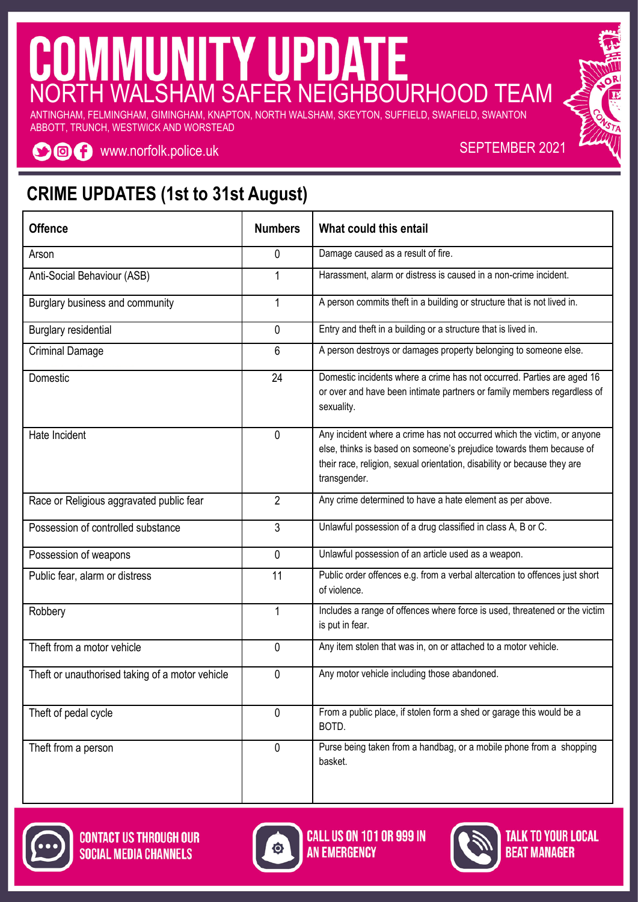# COMMUNITY UPDATE

## NORTH WALSHAM SAFER NEIGHBOURHOOD TEAM

ANTINGHAM, FELMINGHAM, GIMINGHAM, KNAPTON, NORTH WALSHAM, SKEYTON, SUFFIELD, SWAFIELD, SWANTON ABBOTT, TRUNCH, WESTWICK AND WORSTEAD

www.norfolk.police.uk

SEPTEMBER 2021

## CRIME UPDATES (1st to 31st August)

| Offence | Numbers | What could this entail |
|---|---|---|
| Arson | 0 | Damage caused as a result of fire. |
| Anti-Social Behaviour (ASB) | 1 | Harassment, alarm or distress is caused in a non-crime incident. |
| Burglary business and community | 1 | A person commits theft in a building or structure that is not lived in. |
| Burglary residential | 0 | Entry and theft in a building or a structure that is lived in. |
| Criminal Damage | 6 | A person destroys or damages property belonging to someone else. |
| Domestic | 24 | Domestic incidents where a crime has not occurred. Parties are aged 16 or over and have been intimate partners or family members regardless of sexuality. |
| Hate Incident | 0 | Any incident where a crime has not occurred which the victim, or anyone else, thinks is based on someone's prejudice towards them because of their race, religion, sexual orientation, disability or because they are transgender. |
| Race or Religious aggravated public fear | 2 | Any crime determined to have a hate element as per above. |
| Possession of controlled substance | 3 | Unlawful possession of a drug classified in class A, B or C. |
| Possession of weapons | 0 | Unlawful possession of an article used as a weapon. |
| Public fear, alarm or distress | 11 | Public order offences e.g. from a verbal altercation to offences just short of violence. |
| Robbery | 1 | Includes a range of offences where force is used, threatened or the victim is put in fear. |
| Theft from a motor vehicle | 0 | Any item stolen that was in, on or attached to a motor vehicle. |
| Theft or unauthorised taking of a motor vehicle | 0 | Any motor vehicle including those abandoned. |
| Theft of pedal cycle | 0 | From a public place, if stolen form a shed or garage this would be a BOTD. |
| Theft from a person | 0 | Purse being taken from a handbag, or a mobile phone from a shopping basket. |

CONTACT US THROUGH OUR SOCIAL MEDIA CHANNELS

CALL US ON 101 OR 999 IN AN EMERGENCY

TALK TO YOUR LOCAL BEAT MANAGER